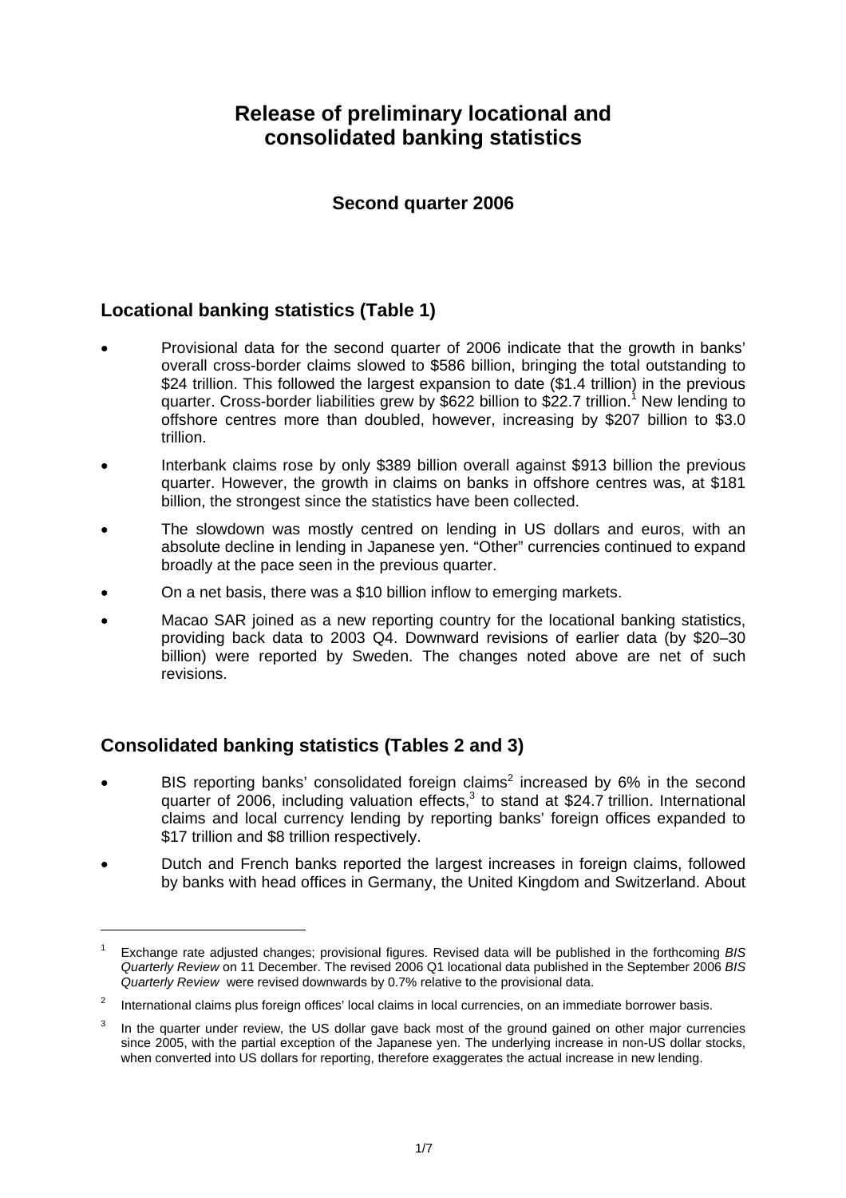# Release of preliminary locational and consolidated banking statistics

## Second quarter 2006

## Locational banking statistics (Table 1)

- Provisional data for the second quarter of 2006 indicate that the growth in banks' overall cross-border claims slowed to $586 billion, bringing the total outstanding to $24 trillion. This followed the largest expansion to date ($1.4 trillion) in the previous quarter. Cross-border liabilities grew by $622 billion to $22.7 trillion.[1] New lending to offshore centres more than doubled, however, increasing by $207 billion to $3.0 trillion.
- Interbank claims rose by only $389 billion overall against $913 billion the previous quarter. However, the growth in claims on banks in offshore centres was, at $181 billion, the strongest since the statistics have been collected.
- The slowdown was mostly centred on lending in US dollars and euros, with an absolute decline in lending in Japanese yen. "Other" currencies continued to expand broadly at the pace seen in the previous quarter.
- On a net basis, there was a $10 billion inflow to emerging markets.
- Macao SAR joined as a new reporting country for the locational banking statistics, providing back data to 2003 Q4. Downward revisions of earlier data (by $20–30 billion) were reported by Sweden. The changes noted above are net of such revisions.

## Consolidated banking statistics (Tables 2 and 3)

- BIS reporting banks' consolidated foreign claims[2] increased by 6% in the second quarter of 2006, including valuation effects,[3] to stand at $24.7 trillion. International claims and local currency lending by reporting banks' foreign offices expanded to $17 trillion and $8 trillion respectively.
- Dutch and French banks reported the largest increases in foreign claims, followed by banks with head offices in Germany, the United Kingdom and Switzerland. About

---

[1] Exchange rate adjusted changes; provisional figures. Revised data will be published in the forthcoming *BIS Quarterly Review* on 11 December. The revised 2006 Q1 locational data published in the September 2006 *BIS Quarterly Review* were revised downwards by 0.7% relative to the provisional data.

[2] International claims plus foreign offices' local claims in local currencies, on an immediate borrower basis.

[3] In the quarter under review, the US dollar gave back most of the ground gained on other major currencies since 2005, with the partial exception of the Japanese yen. The underlying increase in non-US dollar stocks, when converted into US dollars for reporting, therefore exaggerates the actual increase in new lending.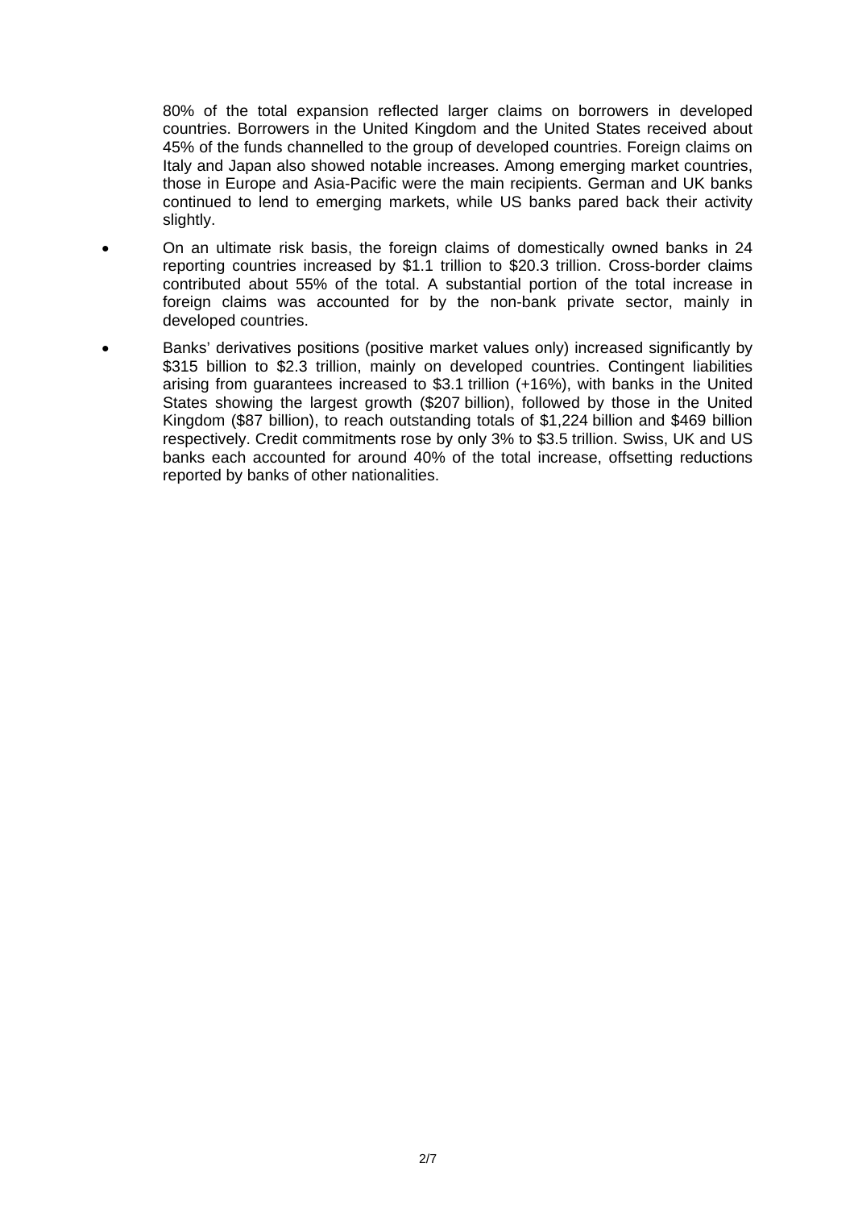80% of the total expansion reflected larger claims on borrowers in developed countries. Borrowers in the United Kingdom and the United States received about 45% of the funds channelled to the group of developed countries. Foreign claims on Italy and Japan also showed notable increases. Among emerging market countries, those in Europe and Asia-Pacific were the main recipients. German and UK banks continued to lend to emerging markets, while US banks pared back their activity slightly.

- On an ultimate risk basis, the foreign claims of domestically owned banks in 24 reporting countries increased by $1.1 trillion to $20.3 trillion. Cross-border claims contributed about 55% of the total. A substantial portion of the total increase in foreign claims was accounted for by the non-bank private sector, mainly in developed countries.
- Banks' derivatives positions (positive market values only) increased significantly by $315 billion to $2.3 trillion, mainly on developed countries. Contingent liabilities arising from guarantees increased to $3.1 trillion (+16%), with banks in the United States showing the largest growth ($207 billion), followed by those in the United Kingdom ($87 billion), to reach outstanding totals of $1,224 billion and $469 billion respectively. Credit commitments rose by only 3% to $3.5 trillion. Swiss, UK and US banks each accounted for around 40% of the total increase, offsetting reductions reported by banks of other nationalities.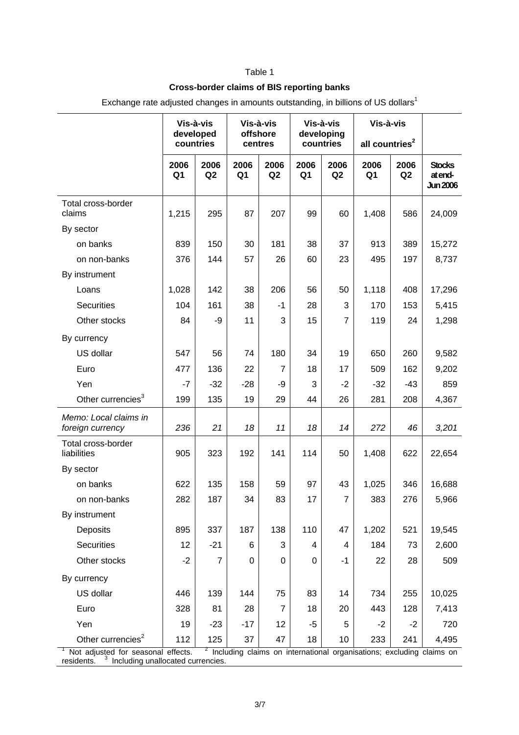Table 1

**Cross-border claims of BIS reporting banks**

Exchange rate adjusted changes in amounts outstanding, in billions of US dollars[1]

| | Vis-à-vis developed countries | | Vis-à-vis offshore centres | | Vis-à-vis developing countries | | Vis-à-vis all countries[2] | | |
|---|---|---|---|---|---|---|---|---|---|
| | 2006 Q1 | 2006 Q2 | 2006 Q1 | 2006 Q2 | 2006 Q1 | 2006 Q2 | 2006 Q1 | 2006 Q2 | Stocks at end-Jun 2006 |
| Total cross-border claims | 1,215 | 295 | 87 | 207 | 99 | 60 | 1,408 | 586 | 24,009 |
| By sector | | | | | | | | | |
| on banks | 839 | 150 | 30 | 181 | 38 | 37 | 913 | 389 | 15,272 |
| on non-banks | 376 | 144 | 57 | 26 | 60 | 23 | 495 | 197 | 8,737 |
| By instrument | | | | | | | | | |
| Loans | 1,028 | 142 | 38 | 206 | 56 | 50 | 1,118 | 408 | 17,296 |
| Securities | 104 | 161 | 38 | -1 | 28 | 3 | 170 | 153 | 5,415 |
| Other stocks | 84 | -9 | 11 | 3 | 15 | 7 | 119 | 24 | 1,298 |
| By currency | | | | | | | | | |
| US dollar | 547 | 56 | 74 | 180 | 34 | 19 | 650 | 260 | 9,582 |
| Euro | 477 | 136 | 22 | 7 | 18 | 17 | 509 | 162 | 9,202 |
| Yen | -7 | -32 | -28 | -9 | 3 | -2 | -32 | -43 | 859 |
| Other currencies[3] | 199 | 135 | 19 | 29 | 44 | 26 | 281 | 208 | 4,367 |
| *Memo: Local claims in foreign currency* | *236* | *21* | *18* | *11* | *18* | *14* | *272* | *46* | *3,201* |
| Total cross-border liabilities | 905 | 323 | 192 | 141 | 114 | 50 | 1,408 | 622 | 22,654 |
| By sector | | | | | | | | | |
| on banks | 622 | 135 | 158 | 59 | 97 | 43 | 1,025 | 346 | 16,688 |
| on non-banks | 282 | 187 | 34 | 83 | 17 | 7 | 383 | 276 | 5,966 |
| By instrument | | | | | | | | | |
| Deposits | 895 | 337 | 187 | 138 | 110 | 47 | 1,202 | 521 | 19,545 |
| Securities | 12 | -21 | 6 | 3 | 4 | 4 | 184 | 73 | 2,600 |
| Other stocks | -2 | 7 | 0 | 0 | 0 | -1 | 22 | 28 | 509 |
| By currency | | | | | | | | | |
| US dollar | 446 | 139 | 144 | 75 | 83 | 14 | 734 | 255 | 10,025 |
| Euro | 328 | 81 | 28 | 7 | 18 | 20 | 443 | 128 | 7,413 |
| Yen | 19 | -23 | -17 | 12 | -5 | 5 | -2 | -2 | 720 |
| Other currencies[2] | 112 | 125 | 37 | 47 | 18 | 10 | 233 | 241 | 4,495 |

[1] Not adjusted for seasonal effects. [2] Including claims on international organisations; excluding claims on residents. [3] Including unallocated currencies.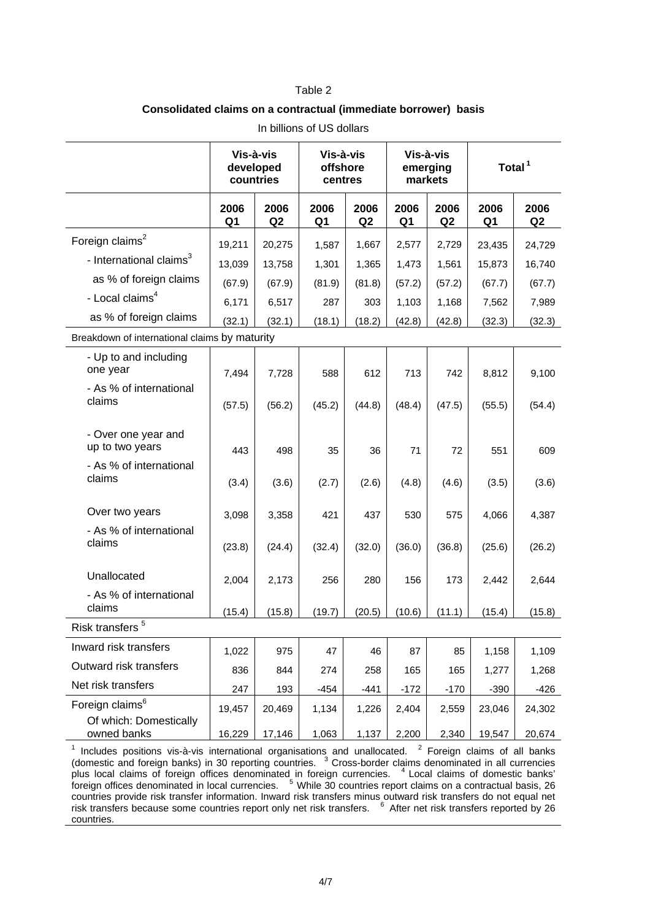Table 2

**Consolidated claims on a contractual (immediate borrower) basis**

In billions of US dollars

| | Vis-à-vis developed countries | | Vis-à-vis offshore centres | | Vis-à-vis emerging markets | | Total[1] | |
|---|---|---|---|---|---|---|---|---|
| | 2006 Q1 | 2006 Q2 | 2006 Q1 | 2006 Q2 | 2006 Q1 | 2006 Q2 | 2006 Q1 | 2006 Q2 |
| Foreign claims[2] | 19,211 | 20,275 | 1,587 | 1,667 | 2,577 | 2,729 | 23,435 | 24,729 |
| - International claims[3] | 13,039 | 13,758 | 1,301 | 1,365 | 1,473 | 1,561 | 15,873 | 16,740 |
| as % of foreign claims | (67.9) | (67.9) | (81.9) | (81.8) | (57.2) | (57.2) | (67.7) | (67.7) |
| - Local claims[4] | 6,171 | 6,517 | 287 | 303 | 1,103 | 1,168 | 7,562 | 7,989 |
| as % of foreign claims | (32.1) | (32.1) | (18.1) | (18.2) | (42.8) | (42.8) | (32.3) | (32.3) |
| Breakdown of international claims by maturity | | | | | | | | |
| - Up to and including one year | 7,494 | 7,728 | 588 | 612 | 713 | 742 | 8,812 | 9,100 |
| - As % of international claims | (57.5) | (56.2) | (45.2) | (44.8) | (48.4) | (47.5) | (55.5) | (54.4) |
| - Over one year and up to two years | 443 | 498 | 35 | 36 | 71 | 72 | 551 | 609 |
| - As % of international claims | (3.4) | (3.6) | (2.7) | (2.6) | (4.8) | (4.6) | (3.5) | (3.6) |
| Over two years | 3,098 | 3,358 | 421 | 437 | 530 | 575 | 4,066 | 4,387 |
| - As % of international claims | (23.8) | (24.4) | (32.4) | (32.0) | (36.0) | (36.8) | (25.6) | (26.2) |
| Unallocated | 2,004 | 2,173 | 256 | 280 | 156 | 173 | 2,442 | 2,644 |
| - As % of international claims | (15.4) | (15.8) | (19.7) | (20.5) | (10.6) | (11.1) | (15.4) | (15.8) |
| Risk transfers[5] | | | | | | | | |
| Inward risk transfers | 1,022 | 975 | 47 | 46 | 87 | 85 | 1,158 | 1,109 |
| Outward risk transfers | 836 | 844 | 274 | 258 | 165 | 165 | 1,277 | 1,268 |
| Net risk transfers | 247 | 193 | -454 | -441 | -172 | -170 | -390 | -426 |
| Foreign claims[6] | 19,457 | 20,469 | 1,134 | 1,226 | 2,404 | 2,559 | 23,046 | 24,302 |
| Of which: Domestically owned banks | 16,229 | 17,146 | 1,063 | 1,137 | 2,200 | 2,340 | 19,547 | 20,674 |

[1] Includes positions vis-à-vis international organisations and unallocated. [2] Foreign claims of all banks (domestic and foreign banks) in 30 reporting countries. [3] Cross-border claims denominated in all currencies plus local claims of foreign offices denominated in foreign currencies. [4] Local claims of domestic banks' foreign offices denominated in local currencies. [5] While 30 countries report claims on a contractual basis, 26 countries provide risk transfer information. Inward risk transfers minus outward risk transfers do not equal net risk transfers because some countries report only net risk transfers. [6] After net risk transfers reported by 26 countries.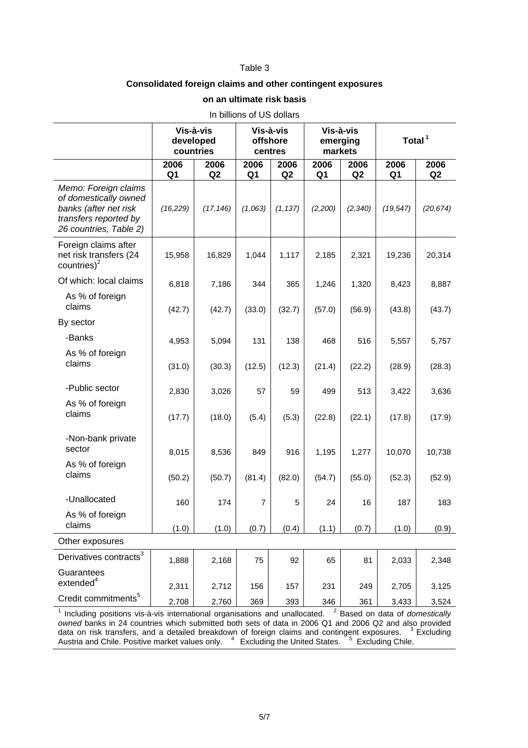Table 3

**Consolidated foreign claims and other contingent exposures**

**on an ultimate risk basis**

In billions of US dollars

| | Vis-à-vis developed countries | | Vis-à-vis offshore centres | | Vis-à-vis emerging markets | | Total[1] | |
|---|---|---|---|---|---|---|---|---|
| | 2006 Q1 | 2006 Q2 | 2006 Q1 | 2006 Q2 | 2006 Q1 | 2006 Q2 | 2006 Q1 | 2006 Q2 |
| *Memo: Foreign claims of domestically owned banks (after net risk transfers reported by 26 countries, Table 2)* | *(16,229)* | *(17,146)* | *(1,063)* | *(1,137)* | *(2,200)* | *(2,340)* | *(19,547)* | *(20,674)* |
| Foreign claims after net risk transfers (24 countries)[2] | 15,958 | 16,829 | 1,044 | 1,117 | 2,185 | 2,321 | 19,236 | 20,314 |
| Of which: local claims | 6,818 | 7,186 | 344 | 365 | 1,246 | 1,320 | 8,423 | 8,887 |
| As % of foreign claims | (42.7) | (42.7) | (33.0) | (32.7) | (57.0) | (56.9) | (43.8) | (43.7) |
| By sector | | | | | | | | |
| -Banks | 4,953 | 5,094 | 131 | 138 | 468 | 516 | 5,557 | 5,757 |
| As % of foreign claims | (31.0) | (30.3) | (12.5) | (12.3) | (21.4) | (22.2) | (28.9) | (28.3) |
| -Public sector | 2,830 | 3,026 | 57 | 59 | 499 | 513 | 3,422 | 3,636 |
| As % of foreign claims | (17.7) | (18.0) | (5.4) | (5.3) | (22.8) | (22.1) | (17.8) | (17.9) |
| -Non-bank private sector | 8,015 | 8,536 | 849 | 916 | 1,195 | 1,277 | 10,070 | 10,738 |
| As % of foreign claims | (50.2) | (50.7) | (81.4) | (82.0) | (54.7) | (55.0) | (52.3) | (52.9) |
| -Unallocated | 160 | 174 | 7 | 5 | 24 | 16 | 187 | 183 |
| As % of foreign claims | (1.0) | (1.0) | (0.7) | (0.4) | (1.1) | (0.7) | (1.0) | (0.9) |
| Other exposures | | | | | | | | |
| Derivatives contracts[3] | 1,888 | 2,168 | 75 | 92 | 65 | 81 | 2,033 | 2,348 |
| Guarantees extended[4] | 2,311 | 2,712 | 156 | 157 | 231 | 249 | 2,705 | 3,125 |
| Credit commitments[5] | 2,708 | 2,760 | 369 | 393 | 346 | 361 | 3,433 | 3,524 |

[1] Including positions vis-à-vis international organisations and unallocated. [2] Based on data of *domestically owned* banks in 24 countries which submitted both sets of data in 2006 Q1 and 2006 Q2 and also provided data on risk transfers, and a detailed breakdown of foreign claims and contingent exposures. [3] Excluding Austria and Chile. Positive market values only. [4] Excluding the United States. [5] Excluding Chile.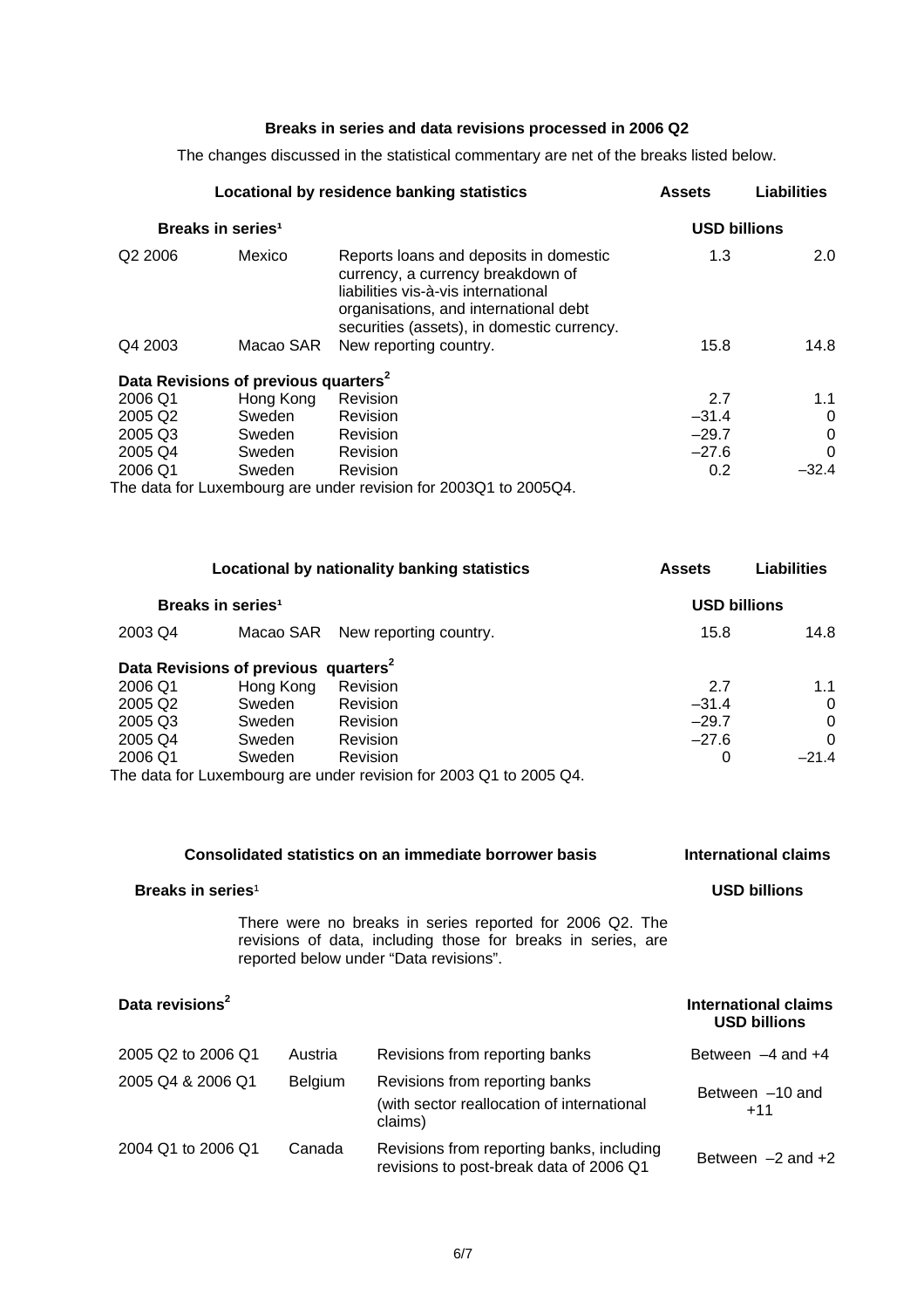### Breaks in series and data revisions processed in 2006 Q2

The changes discussed in the statistical commentary are net of the breaks listed below.

| Locational by residence banking statistics | | | Assets | Liabilities |
|---|---|---|---|---|
| **Breaks in series**[1] | | | **USD billions** | |
| Q2 2006 | Mexico | Reports loans and deposits in domestic currency, a currency breakdown of liabilities vis-à-vis international organisations, and international debt securities (assets), in domestic currency. | 1.3 | 2.0 |
| Q4 2003 | Macao SAR | New reporting country. | 15.8 | 14.8 |
| **Data Revisions of previous quarters**[2] | | | | |
| 2006 Q1 | Hong Kong | Revision | 2.7 | 1.1 |
| 2005 Q2 | Sweden | Revision | –31.4 | 0 |
| 2005 Q3 | Sweden | Revision | –29.7 | 0 |
| 2005 Q4 | Sweden | Revision | –27.6 | 0 |
| 2006 Q1 | Sweden | Revision | 0.2 | –32.4 |

The data for Luxembourg are under revision for 2003Q1 to 2005Q4.

| Locational by nationality banking statistics | | | Assets | Liabilities |
|---|---|---|---|---|
| **Breaks in series**[1] | | | **USD billions** | |
| 2003 Q4 | Macao SAR | New reporting country. | 15.8 | 14.8 |
| **Data Revisions of previous quarters**[2] | | | | |
| 2006 Q1 | Hong Kong | Revision | 2.7 | 1.1 |
| 2005 Q2 | Sweden | Revision | –31.4 | 0 |
| 2005 Q3 | Sweden | Revision | –29.7 | 0 |
| 2005 Q4 | Sweden | Revision | –27.6 | 0 |
| 2006 Q1 | Sweden | Revision | 0 | –21.4 |

The data for Luxembourg are under revision for 2003 Q1 to 2005 Q4.

**Consolidated statistics on an immediate borrower basis** — **International claims**

**Breaks in series**[1] — **USD billions**

There were no breaks in series reported for 2006 Q2. The revisions of data, including those for breaks in series, are reported below under "Data revisions".

| Data revisions[2] | | | International claims USD billions |
|---|---|---|---|
| 2005 Q2 to 2006 Q1 | Austria | Revisions from reporting banks | Between –4 and +4 |
| 2005 Q4 & 2006 Q1 | Belgium | Revisions from reporting banks (with sector reallocation of international claims) | Between –10 and +11 |
| 2004 Q1 to 2006 Q1 | Canada | Revisions from reporting banks, including revisions to post-break data of 2006 Q1 | Between –2 and +2 |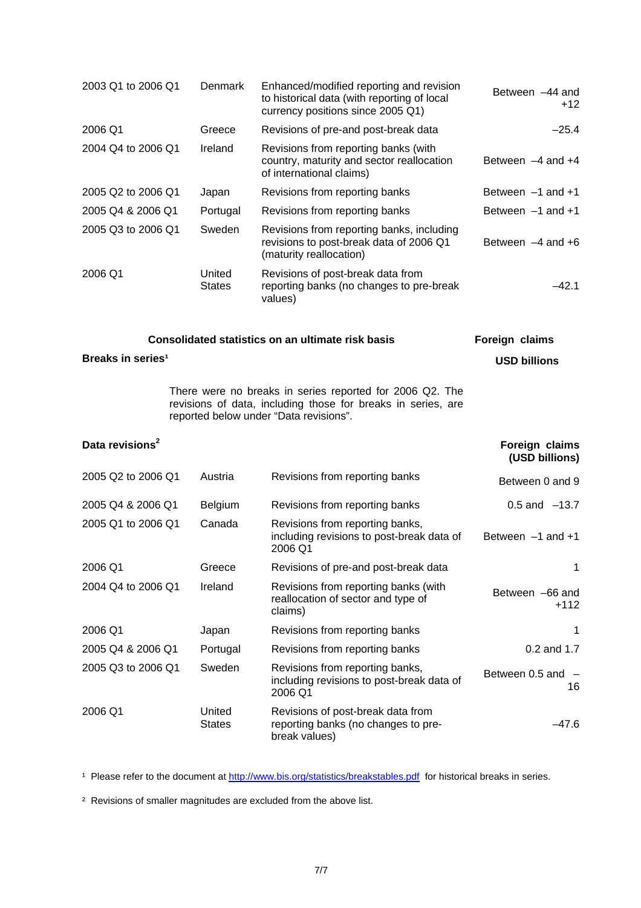| | | | |
|---|---|---|---|
| 2003 Q1 to 2006 Q1 | Denmark | Enhanced/modified reporting and revision to historical data (with reporting of local currency positions since 2005 Q1) | Between –44 and +12 |
| 2006 Q1 | Greece | Revisions of pre-and post-break data | –25.4 |
| 2004 Q4 to 2006 Q1 | Ireland | Revisions from reporting banks (with country, maturity and sector reallocation of international claims) | Between –4 and +4 |
| 2005 Q2 to 2006 Q1 | Japan | Revisions from reporting banks | Between –1 and +1 |
| 2005 Q4 & 2006 Q1 | Portugal | Revisions from reporting banks | Between –1 and +1 |
| 2005 Q3 to 2006 Q1 | Sweden | Revisions from reporting banks, including revisions to post-break data of 2006 Q1 (maturity reallocation) | Between –4 and +6 |
| 2006 Q1 | United States | Revisions of post-break data from reporting banks (no changes to pre-break values) | –42.1 |

**Consolidated statistics on an ultimate risk basis** — **Foreign claims**

**Breaks in series**[1] — **USD billions**

There were no breaks in series reported for 2006 Q2. The revisions of data, including those for breaks in series, are reported below under "Data revisions".

**Data revisions**[2]

| | | | Foreign claims (USD billions) |
|---|---|---|---|
| 2005 Q2 to 2006 Q1 | Austria | Revisions from reporting banks | Between 0 and 9 |
| 2005 Q4 & 2006 Q1 | Belgium | Revisions from reporting banks | 0.5 and –13.7 |
| 2005 Q1 to 2006 Q1 | Canada | Revisions from reporting banks, including revisions to post-break data of 2006 Q1 | Between –1 and +1 |
| 2006 Q1 | Greece | Revisions of pre-and post-break data | 1 |
| 2004 Q4 to 2006 Q1 | Ireland | Revisions from reporting banks (with reallocation of sector and type of claims) | Between –66 and +112 |
| 2006 Q1 | Japan | Revisions from reporting banks | 1 |
| 2005 Q4 & 2006 Q1 | Portugal | Revisions from reporting banks | 0.2 and 1.7 |
| 2005 Q3 to 2006 Q1 | Sweden | Revisions from reporting banks, including revisions to post-break data of 2006 Q1 | Between 0.5 and –16 |
| 2006 Q1 | United States | Revisions of post-break data from reporting banks (no changes to pre-break values) | –47.6 |

[1] Please refer to the document at http://www.bis.org/statistics/breakstables.pdf for historical breaks in series.

[2] Revisions of smaller magnitudes are excluded from the above list.